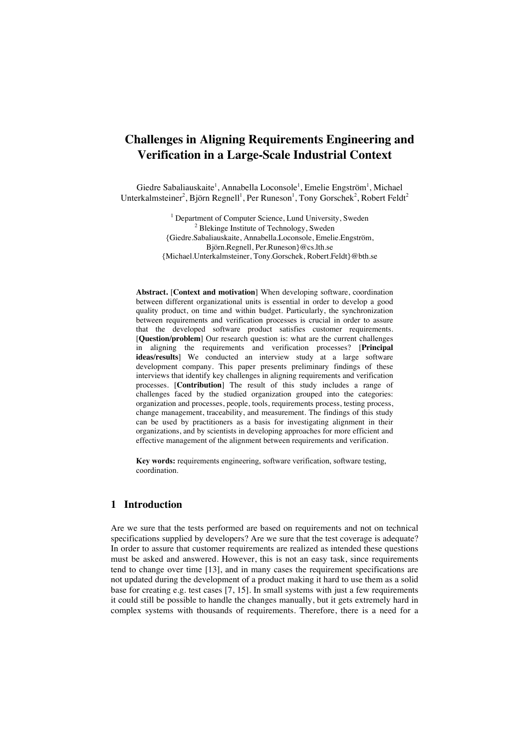# Challenges in Aligning Requirements Engineering and Verification in a Large-Scale Industrial Context

Giedre Sabaliauskaite[1], Annabella Loconsole[1], Emelie Engström[1], Michael Unterkalmsteiner[2], Björn Regnell[1], Per Runeson[1], Tony Gorschek[2], Robert Feldt[2]

[1] Department of Computer Science, Lund University, Sweden
[2] Blekinge Institute of Technology, Sweden
{Giedre.Sabaliauskaite, Annabella.Loconsole, Emelie.Engström, Björn.Regnell, Per.Runeson}@cs.lth.se
{Michael.Unterkalmsteiner, Tony.Gorschek, Robert.Feldt}@bth.se

**Abstract.** [**Context and motivation**] When developing software, coordination between different organizational units is essential in order to develop a good quality product, on time and within budget. Particularly, the synchronization between requirements and verification processes is crucial in order to assure that the developed software product satisfies customer requirements. [**Question/problem**] Our research question is: what are the current challenges in aligning the requirements and verification processes? [**Principal ideas/results**] We conducted an interview study at a large software development company. This paper presents preliminary findings of these interviews that identify key challenges in aligning requirements and verification processes. [**Contribution**] The result of this study includes a range of challenges faced by the studied organization grouped into the categories: organization and processes, people, tools, requirements process, testing process, change management, traceability, and measurement. The findings of this study can be used by practitioners as a basis for investigating alignment in their organizations, and by scientists in developing approaches for more efficient and effective management of the alignment between requirements and verification.

**Key words:** requirements engineering, software verification, software testing, coordination.

## 1 Introduction

Are we sure that the tests performed are based on requirements and not on technical specifications supplied by developers? Are we sure that the test coverage is adequate? In order to assure that customer requirements are realized as intended these questions must be asked and answered. However, this is not an easy task, since requirements tend to change over time [13], and in many cases the requirement specifications are not updated during the development of a product making it hard to use them as a solid base for creating e.g. test cases [7, 15]. In small systems with just a few requirements it could still be possible to handle the changes manually, but it gets extremely hard in complex systems with thousands of requirements. Therefore, there is a need for a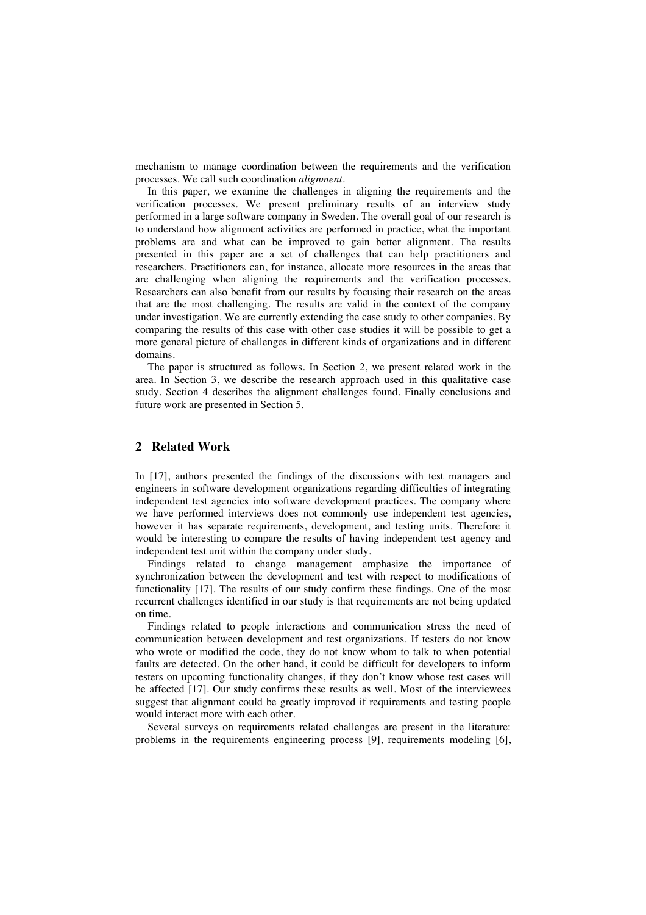mechanism to manage coordination between the requirements and the verification processes. We call such coordination *alignment*.

In this paper, we examine the challenges in aligning the requirements and the verification processes. We present preliminary results of an interview study performed in a large software company in Sweden. The overall goal of our research is to understand how alignment activities are performed in practice, what the important problems are and what can be improved to gain better alignment. The results presented in this paper are a set of challenges that can help practitioners and researchers. Practitioners can, for instance, allocate more resources in the areas that are challenging when aligning the requirements and the verification processes. Researchers can also benefit from our results by focusing their research on the areas that are the most challenging. The results are valid in the context of the company under investigation. We are currently extending the case study to other companies. By comparing the results of this case with other case studies it will be possible to get a more general picture of challenges in different kinds of organizations and in different domains.

The paper is structured as follows. In Section 2, we present related work in the area. In Section 3, we describe the research approach used in this qualitative case study. Section 4 describes the alignment challenges found. Finally conclusions and future work are presented in Section 5.

## 2 Related Work

In [17], authors presented the findings of the discussions with test managers and engineers in software development organizations regarding difficulties of integrating independent test agencies into software development practices. The company where we have performed interviews does not commonly use independent test agencies, however it has separate requirements, development, and testing units. Therefore it would be interesting to compare the results of having independent test agency and independent test unit within the company under study.

Findings related to change management emphasize the importance of synchronization between the development and test with respect to modifications of functionality [17]. The results of our study confirm these findings. One of the most recurrent challenges identified in our study is that requirements are not being updated on time.

Findings related to people interactions and communication stress the need of communication between development and test organizations. If testers do not know who wrote or modified the code, they do not know whom to talk to when potential faults are detected. On the other hand, it could be difficult for developers to inform testers on upcoming functionality changes, if they don't know whose test cases will be affected [17]. Our study confirms these results as well. Most of the interviewees suggest that alignment could be greatly improved if requirements and testing people would interact more with each other.

Several surveys on requirements related challenges are present in the literature: problems in the requirements engineering process [9], requirements modeling [6],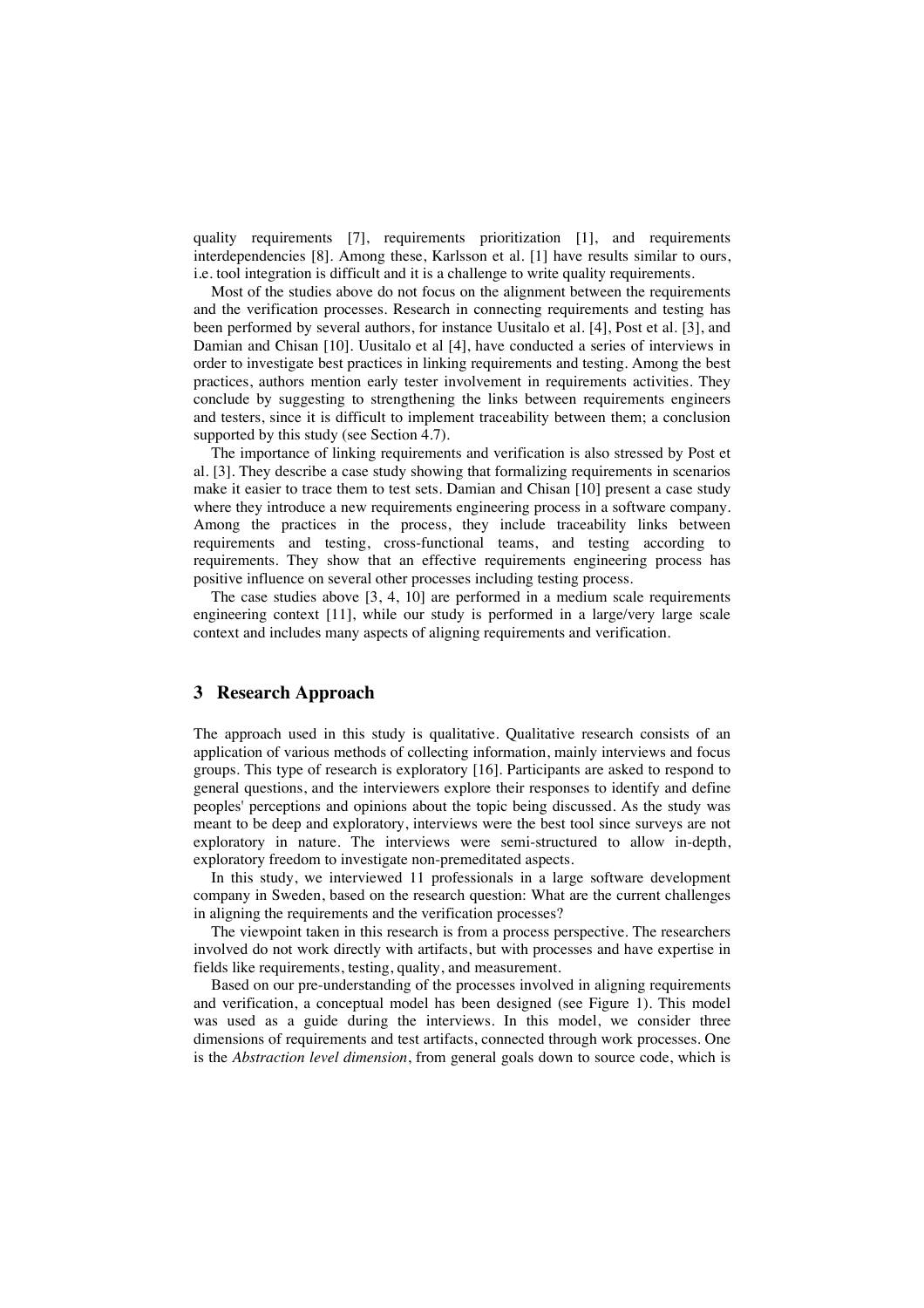quality requirements [7], requirements prioritization [1], and requirements interdependencies [8]. Among these, Karlsson et al. [1] have results similar to ours, i.e. tool integration is difficult and it is a challenge to write quality requirements.

Most of the studies above do not focus on the alignment between the requirements and the verification processes. Research in connecting requirements and testing has been performed by several authors, for instance Uusitalo et al. [4], Post et al. [3], and Damian and Chisan [10]. Uusitalo et al [4], have conducted a series of interviews in order to investigate best practices in linking requirements and testing. Among the best practices, authors mention early tester involvement in requirements activities. They conclude by suggesting to strengthening the links between requirements engineers and testers, since it is difficult to implement traceability between them; a conclusion supported by this study (see Section 4.7).

The importance of linking requirements and verification is also stressed by Post et al. [3]. They describe a case study showing that formalizing requirements in scenarios make it easier to trace them to test sets. Damian and Chisan [10] present a case study where they introduce a new requirements engineering process in a software company. Among the practices in the process, they include traceability links between requirements and testing, cross-functional teams, and testing according to requirements. They show that an effective requirements engineering process has positive influence on several other processes including testing process.

The case studies above [3, 4, 10] are performed in a medium scale requirements engineering context [11], while our study is performed in a large/very large scale context and includes many aspects of aligning requirements and verification.

## 3 Research Approach

The approach used in this study is qualitative. Qualitative research consists of an application of various methods of collecting information, mainly interviews and focus groups. This type of research is exploratory [16]. Participants are asked to respond to general questions, and the interviewers explore their responses to identify and define peoples' perceptions and opinions about the topic being discussed. As the study was meant to be deep and exploratory, interviews were the best tool since surveys are not exploratory in nature. The interviews were semi-structured to allow in-depth, exploratory freedom to investigate non-premeditated aspects.

In this study, we interviewed 11 professionals in a large software development company in Sweden, based on the research question: What are the current challenges in aligning the requirements and the verification processes?

The viewpoint taken in this research is from a process perspective. The researchers involved do not work directly with artifacts, but with processes and have expertise in fields like requirements, testing, quality, and measurement.

Based on our pre-understanding of the processes involved in aligning requirements and verification, a conceptual model has been designed (see Figure 1). This model was used as a guide during the interviews. In this model, we consider three dimensions of requirements and test artifacts, connected through work processes. One is the *Abstraction level dimension*, from general goals down to source code, which is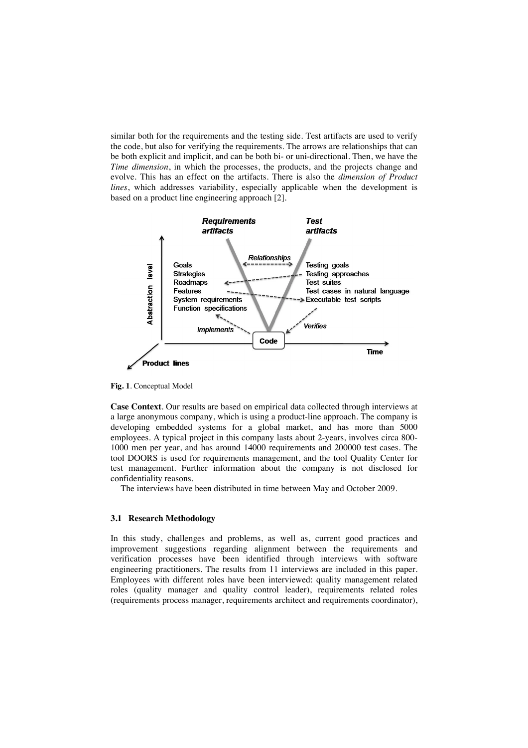similar both for the requirements and the testing side. Test artifacts are used to verify the code, but also for verifying the requirements. The arrows are relationships that can be both explicit and implicit, and can be both bi- or uni-directional. Then, we have the *Time dimension*, in which the processes, the products, and the projects change and evolve. This has an effect on the artifacts. There is also the *dimension of Product lines*, which addresses variability, especially applicable when the development is based on a product line engineering approach [2].

**Fig. 1**. Conceptual Model

**Case Context**. Our results are based on empirical data collected through interviews at a large anonymous company, which is using a product-line approach. The company is developing embedded systems for a global market, and has more than 5000 employees. A typical project in this company lasts about 2-years, involves circa 800-1000 men per year, and has around 14000 requirements and 200000 test cases. The tool DOORS is used for requirements management, and the tool Quality Center for test management. Further information about the company is not disclosed for confidentiality reasons.

The interviews have been distributed in time between May and October 2009.

### 3.1 Research Methodology

In this study, challenges and problems, as well as, current good practices and improvement suggestions regarding alignment between the requirements and verification processes have been identified through interviews with software engineering practitioners. The results from 11 interviews are included in this paper. Employees with different roles have been interviewed: quality management related roles (quality manager and quality control leader), requirements related roles (requirements process manager, requirements architect and requirements coordinator),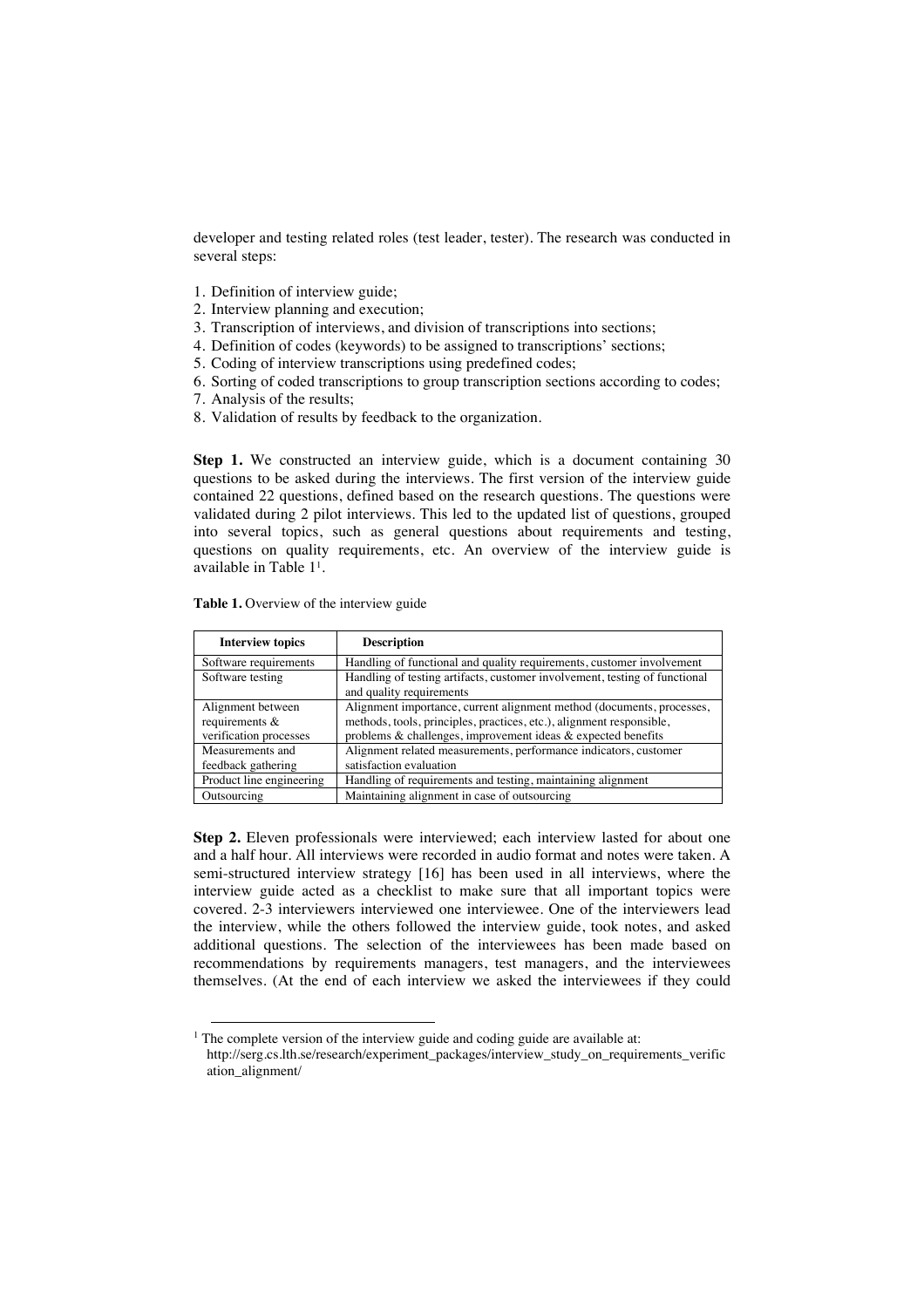developer and testing related roles (test leader, tester). The research was conducted in several steps:

1. Definition of interview guide;
2. Interview planning and execution;
3. Transcription of interviews, and division of transcriptions into sections;
4. Definition of codes (keywords) to be assigned to transcriptions' sections;
5. Coding of interview transcriptions using predefined codes;
6. Sorting of coded transcriptions to group transcription sections according to codes;
7. Analysis of the results;
8. Validation of results by feedback to the organization.

**Step 1.** We constructed an interview guide, which is a document containing 30 questions to be asked during the interviews. The first version of the interview guide contained 22 questions, defined based on the research questions. The questions were validated during 2 pilot interviews. This led to the updated list of questions, grouped into several topics, such as general questions about requirements and testing, questions on quality requirements, etc. An overview of the interview guide is available in Table 1[1].

**Table 1.** Overview of the interview guide

| Interview topics | Description |
|---|---|
| Software requirements | Handling of functional and quality requirements, customer involvement |
| Software testing | Handling of testing artifacts, customer involvement, testing of functional and quality requirements |
| Alignment between requirements & verification processes | Alignment importance, current alignment method (documents, processes, methods, tools, principles, practices, etc.), alignment responsible, problems & challenges, improvement ideas & expected benefits |
| Measurements and feedback gathering | Alignment related measurements, performance indicators, customer satisfaction evaluation |
| Product line engineering | Handling of requirements and testing, maintaining alignment |
| Outsourcing | Maintaining alignment in case of outsourcing |

**Step 2.** Eleven professionals were interviewed; each interview lasted for about one and a half hour. All interviews were recorded in audio format and notes were taken. A semi-structured interview strategy [16] has been used in all interviews, where the interview guide acted as a checklist to make sure that all important topics were covered. 2-3 interviewers interviewed one interviewee. One of the interviewers lead the interview, while the others followed the interview guide, took notes, and asked additional questions. The selection of the interviewees has been made based on recommendations by requirements managers, test managers, and the interviewees themselves. (At the end of each interview we asked the interviewees if they could

[1] The complete version of the interview guide and coding guide are available at: http://serg.cs.lth.se/research/experiment_packages/interview_study_on_requirements_verification_alignment/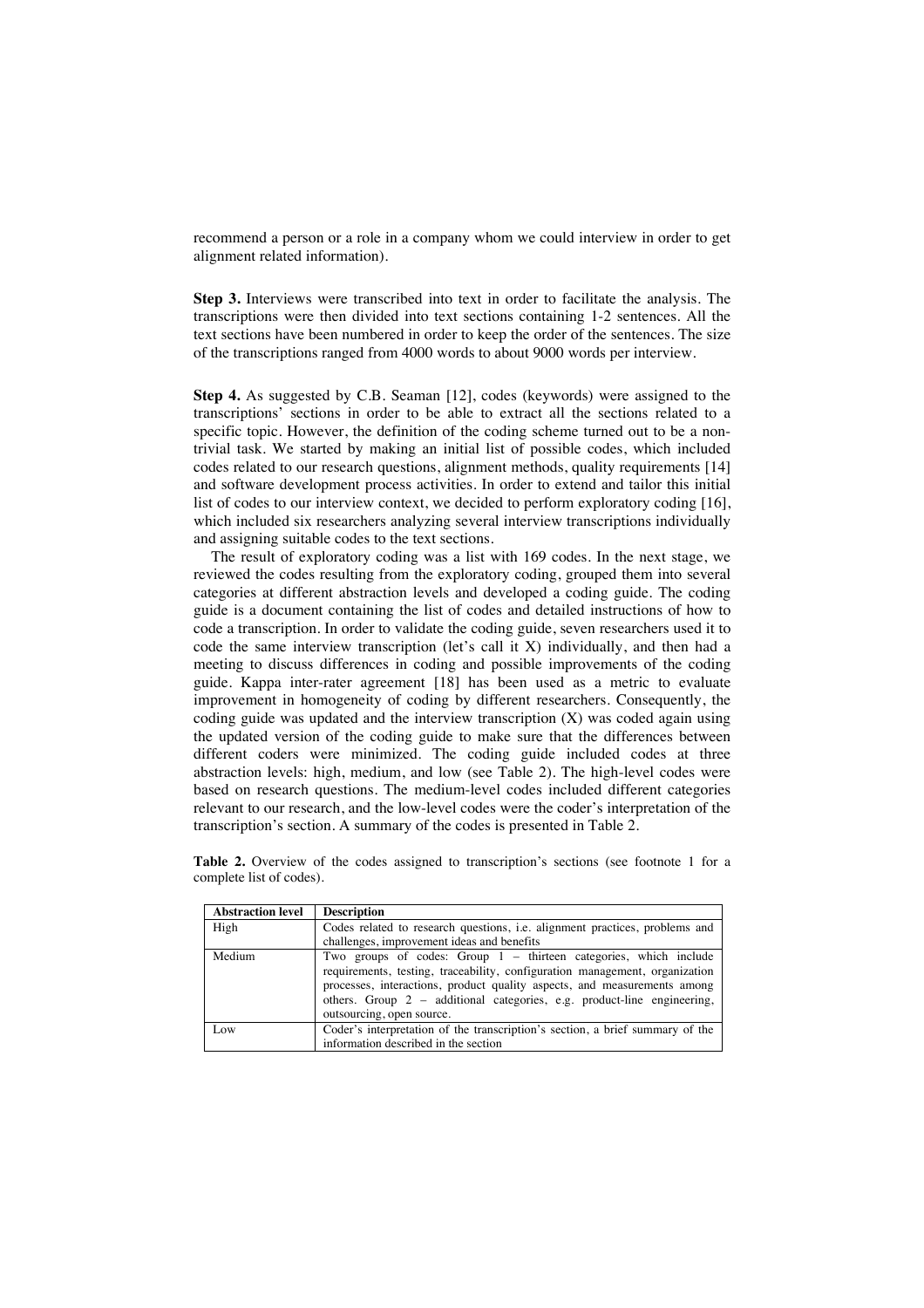recommend a person or a role in a company whom we could interview in order to get alignment related information).

**Step 3.** Interviews were transcribed into text in order to facilitate the analysis. The transcriptions were then divided into text sections containing 1-2 sentences. All the text sections have been numbered in order to keep the order of the sentences. The size of the transcriptions ranged from 4000 words to about 9000 words per interview.

**Step 4.** As suggested by C.B. Seaman [12], codes (keywords) were assigned to the transcriptions' sections in order to be able to extract all the sections related to a specific topic. However, the definition of the coding scheme turned out to be a non-trivial task. We started by making an initial list of possible codes, which included codes related to our research questions, alignment methods, quality requirements [14] and software development process activities. In order to extend and tailor this initial list of codes to our interview context, we decided to perform exploratory coding [16], which included six researchers analyzing several interview transcriptions individually and assigning suitable codes to the text sections.

The result of exploratory coding was a list with 169 codes. In the next stage, we reviewed the codes resulting from the exploratory coding, grouped them into several categories at different abstraction levels and developed a coding guide. The coding guide is a document containing the list of codes and detailed instructions of how to code a transcription. In order to validate the coding guide, seven researchers used it to code the same interview transcription (let's call it X) individually, and then had a meeting to discuss differences in coding and possible improvements of the coding guide. Kappa inter-rater agreement [18] has been used as a metric to evaluate improvement in homogeneity of coding by different researchers. Consequently, the coding guide was updated and the interview transcription (X) was coded again using the updated version of the coding guide to make sure that the differences between different coders were minimized. The coding guide included codes at three abstraction levels: high, medium, and low (see Table 2). The high-level codes were based on research questions. The medium-level codes included different categories relevant to our research, and the low-level codes were the coder's interpretation of the transcription's section. A summary of the codes is presented in Table 2.

**Table 2.** Overview of the codes assigned to transcription's sections (see footnote 1 for a complete list of codes).

| Abstraction level | Description |
| --- | --- |
| High | Codes related to research questions, i.e. alignment practices, problems and challenges, improvement ideas and benefits |
| Medium | Two groups of codes: Group 1 – thirteen categories, which include requirements, testing, traceability, configuration management, organization processes, interactions, product quality aspects, and measurements among others. Group 2 – additional categories, e.g. product-line engineering, outsourcing, open source. |
| Low | Coder's interpretation of the transcription's section, a brief summary of the information described in the section |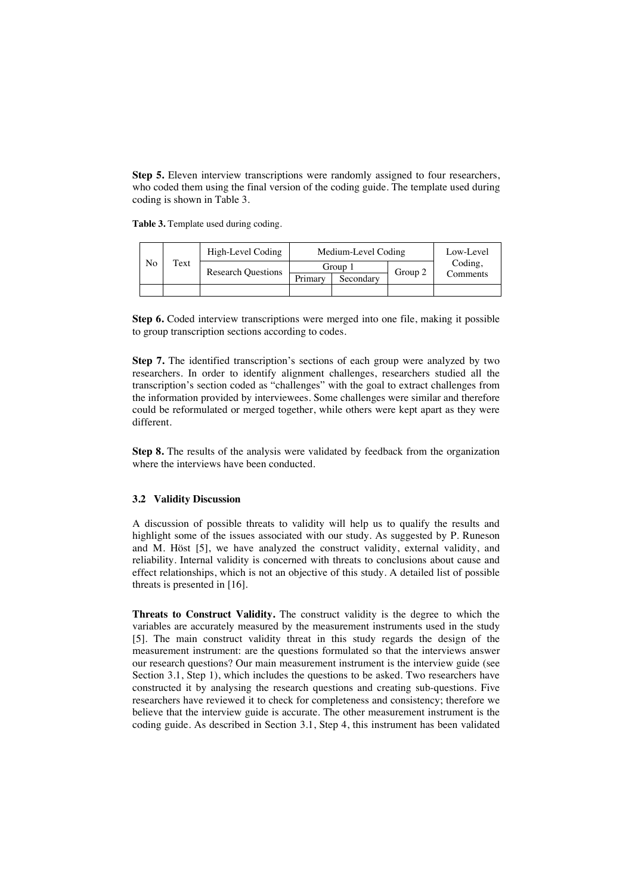**Step 5.** Eleven interview transcriptions were randomly assigned to four researchers, who coded them using the final version of the coding guide. The template used during coding is shown in Table 3.

**Table 3.** Template used during coding.

| No | Text | High-Level Coding | Medium-Level Coding | | | Low-Level Coding, Comments |
|---|---|---|---|---|---|---|
| | | Research Questions | Group 1 | | Group 2 | |
| | | | Primary | Secondary | | |
| | | | | | | |

**Step 6.** Coded interview transcriptions were merged into one file, making it possible to group transcription sections according to codes.

**Step 7.** The identified transcription's sections of each group were analyzed by two researchers. In order to identify alignment challenges, researchers studied all the transcription's section coded as "challenges" with the goal to extract challenges from the information provided by interviewees. Some challenges were similar and therefore could be reformulated or merged together, while others were kept apart as they were different.

**Step 8.** The results of the analysis were validated by feedback from the organization where the interviews have been conducted.

### 3.2 Validity Discussion

A discussion of possible threats to validity will help us to qualify the results and highlight some of the issues associated with our study. As suggested by P. Runeson and M. Höst [5], we have analyzed the construct validity, external validity, and reliability. Internal validity is concerned with threats to conclusions about cause and effect relationships, which is not an objective of this study. A detailed list of possible threats is presented in [16].

**Threats to Construct Validity.** The construct validity is the degree to which the variables are accurately measured by the measurement instruments used in the study [5]. The main construct validity threat in this study regards the design of the measurement instrument: are the questions formulated so that the interviews answer our research questions? Our main measurement instrument is the interview guide (see Section 3.1, Step 1), which includes the questions to be asked. Two researchers have constructed it by analysing the research questions and creating sub-questions. Five researchers have reviewed it to check for completeness and consistency; therefore we believe that the interview guide is accurate. The other measurement instrument is the coding guide. As described in Section 3.1, Step 4, this instrument has been validated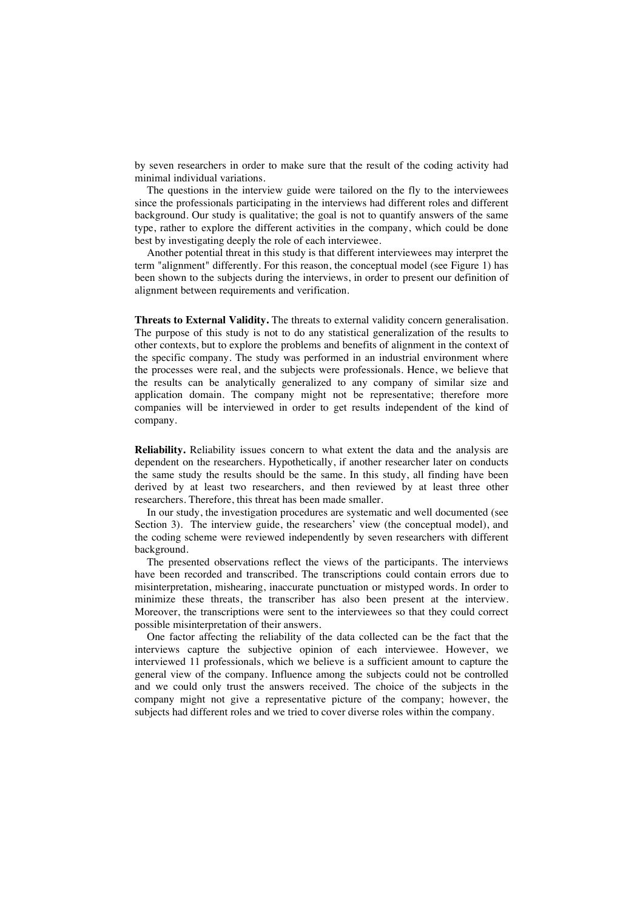by seven researchers in order to make sure that the result of the coding activity had minimal individual variations.

The questions in the interview guide were tailored on the fly to the interviewees since the professionals participating in the interviews had different roles and different background. Our study is qualitative; the goal is not to quantify answers of the same type, rather to explore the different activities in the company, which could be done best by investigating deeply the role of each interviewee.

Another potential threat in this study is that different interviewees may interpret the term "alignment" differently. For this reason, the conceptual model (see Figure 1) has been shown to the subjects during the interviews, in order to present our definition of alignment between requirements and verification.

**Threats to External Validity.** The threats to external validity concern generalisation. The purpose of this study is not to do any statistical generalization of the results to other contexts, but to explore the problems and benefits of alignment in the context of the specific company. The study was performed in an industrial environment where the processes were real, and the subjects were professionals. Hence, we believe that the results can be analytically generalized to any company of similar size and application domain. The company might not be representative; therefore more companies will be interviewed in order to get results independent of the kind of company.

**Reliability.** Reliability issues concern to what extent the data and the analysis are dependent on the researchers. Hypothetically, if another researcher later on conducts the same study the results should be the same. In this study, all finding have been derived by at least two researchers, and then reviewed by at least three other researchers. Therefore, this threat has been made smaller.

In our study, the investigation procedures are systematic and well documented (see Section 3). The interview guide, the researchers' view (the conceptual model), and the coding scheme were reviewed independently by seven researchers with different background.

The presented observations reflect the views of the participants. The interviews have been recorded and transcribed. The transcriptions could contain errors due to misinterpretation, mishearing, inaccurate punctuation or mistyped words. In order to minimize these threats, the transcriber has also been present at the interview. Moreover, the transcriptions were sent to the interviewees so that they could correct possible misinterpretation of their answers.

One factor affecting the reliability of the data collected can be the fact that the interviews capture the subjective opinion of each interviewee. However, we interviewed 11 professionals, which we believe is a sufficient amount to capture the general view of the company. Influence among the subjects could not be controlled and we could only trust the answers received. The choice of the subjects in the company might not give a representative picture of the company; however, the subjects had different roles and we tried to cover diverse roles within the company.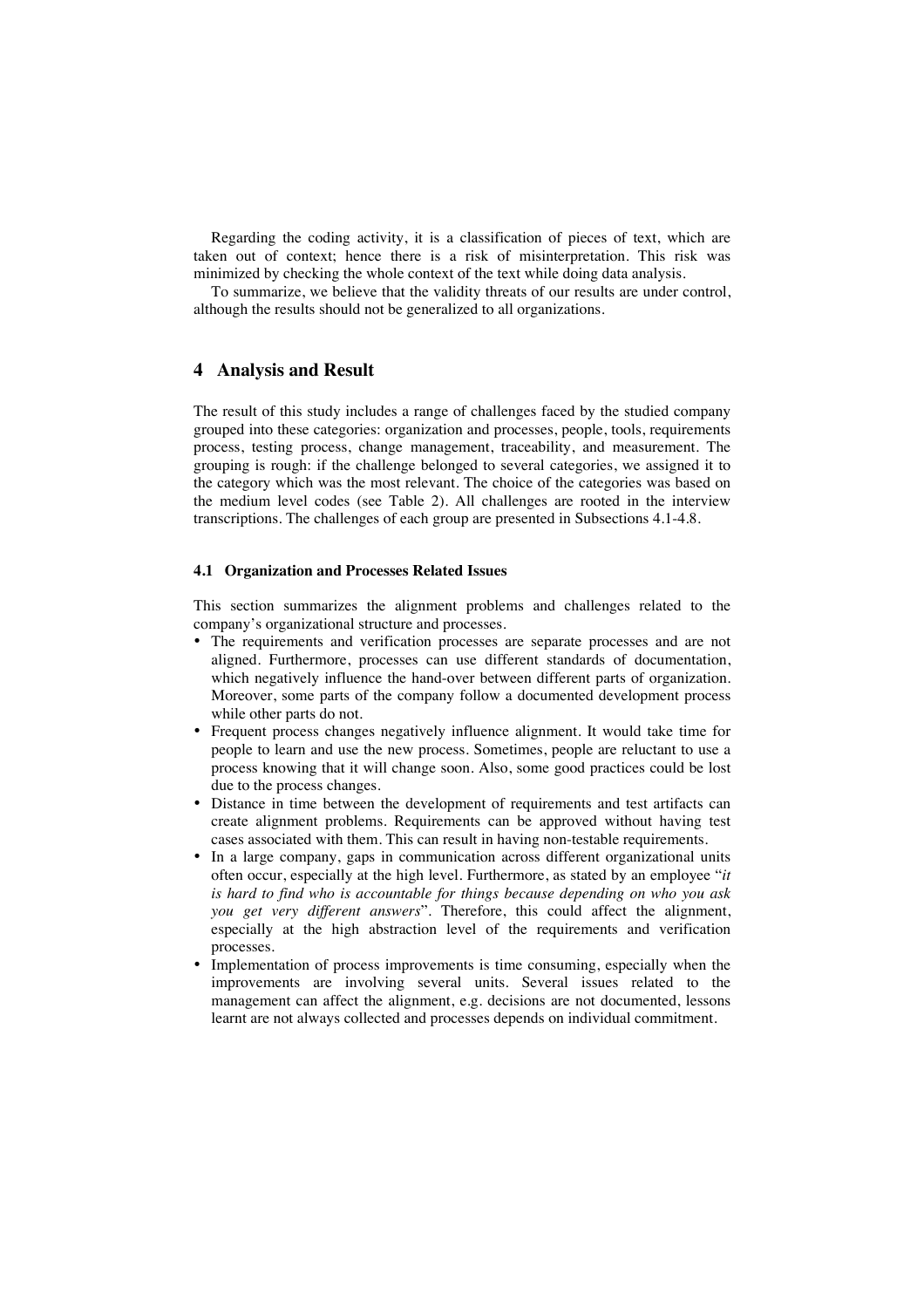Regarding the coding activity, it is a classification of pieces of text, which are taken out of context; hence there is a risk of misinterpretation. This risk was minimized by checking the whole context of the text while doing data analysis.

To summarize, we believe that the validity threats of our results are under control, although the results should not be generalized to all organizations.

## 4 Analysis and Result

The result of this study includes a range of challenges faced by the studied company grouped into these categories: organization and processes, people, tools, requirements process, testing process, change management, traceability, and measurement. The grouping is rough: if the challenge belonged to several categories, we assigned it to the category which was the most relevant. The choice of the categories was based on the medium level codes (see Table 2). All challenges are rooted in the interview transcriptions. The challenges of each group are presented in Subsections 4.1-4.8.

### 4.1 Organization and Processes Related Issues

This section summarizes the alignment problems and challenges related to the company's organizational structure and processes.

- The requirements and verification processes are separate processes and are not aligned. Furthermore, processes can use different standards of documentation, which negatively influence the hand-over between different parts of organization. Moreover, some parts of the company follow a documented development process while other parts do not.
- Frequent process changes negatively influence alignment. It would take time for people to learn and use the new process. Sometimes, people are reluctant to use a process knowing that it will change soon. Also, some good practices could be lost due to the process changes.
- Distance in time between the development of requirements and test artifacts can create alignment problems. Requirements can be approved without having test cases associated with them. This can result in having non-testable requirements.
- In a large company, gaps in communication across different organizational units often occur, especially at the high level. Furthermore, as stated by an employee "*it is hard to find who is accountable for things because depending on who you ask you get very different answers*". Therefore, this could affect the alignment, especially at the high abstraction level of the requirements and verification processes.
- Implementation of process improvements is time consuming, especially when the improvements are involving several units. Several issues related to the management can affect the alignment, e.g. decisions are not documented, lessons learnt are not always collected and processes depends on individual commitment.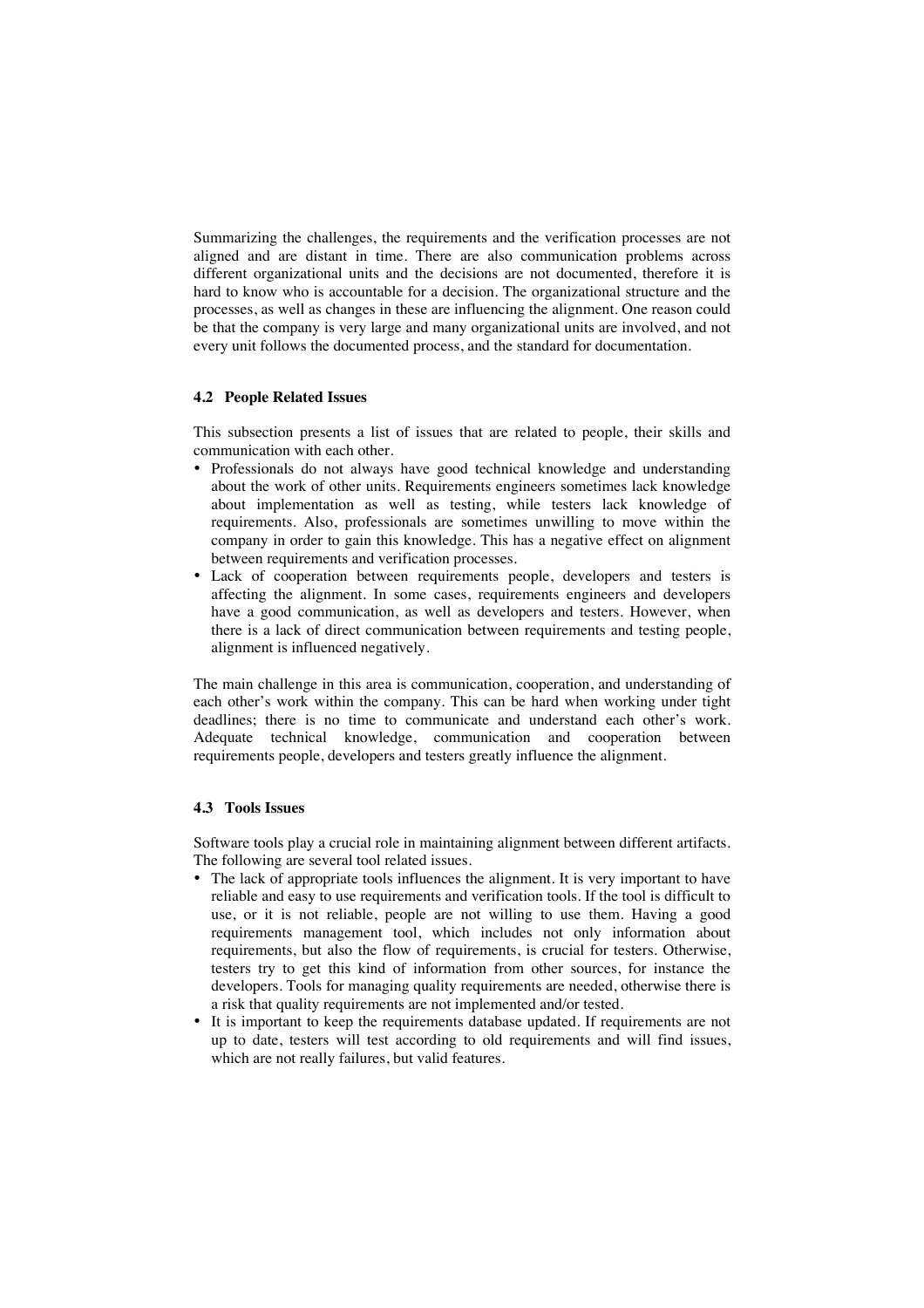Summarizing the challenges, the requirements and the verification processes are not aligned and are distant in time. There are also communication problems across different organizational units and the decisions are not documented, therefore it is hard to know who is accountable for a decision. The organizational structure and the processes, as well as changes in these are influencing the alignment. One reason could be that the company is very large and many organizational units are involved, and not every unit follows the documented process, and the standard for documentation.

### 4.2 People Related Issues

This subsection presents a list of issues that are related to people, their skills and communication with each other.

- Professionals do not always have good technical knowledge and understanding about the work of other units. Requirements engineers sometimes lack knowledge about implementation as well as testing, while testers lack knowledge of requirements. Also, professionals are sometimes unwilling to move within the company in order to gain this knowledge. This has a negative effect on alignment between requirements and verification processes.
- Lack of cooperation between requirements people, developers and testers is affecting the alignment. In some cases, requirements engineers and developers have a good communication, as well as developers and testers. However, when there is a lack of direct communication between requirements and testing people, alignment is influenced negatively.

The main challenge in this area is communication, cooperation, and understanding of each other's work within the company. This can be hard when working under tight deadlines; there is no time to communicate and understand each other's work. Adequate technical knowledge, communication and cooperation between requirements people, developers and testers greatly influence the alignment.

### 4.3 Tools Issues

Software tools play a crucial role in maintaining alignment between different artifacts. The following are several tool related issues.

- The lack of appropriate tools influences the alignment. It is very important to have reliable and easy to use requirements and verification tools. If the tool is difficult to use, or it is not reliable, people are not willing to use them. Having a good requirements management tool, which includes not only information about requirements, but also the flow of requirements, is crucial for testers. Otherwise, testers try to get this kind of information from other sources, for instance the developers. Tools for managing quality requirements are needed, otherwise there is a risk that quality requirements are not implemented and/or tested.
- It is important to keep the requirements database updated. If requirements are not up to date, testers will test according to old requirements and will find issues, which are not really failures, but valid features.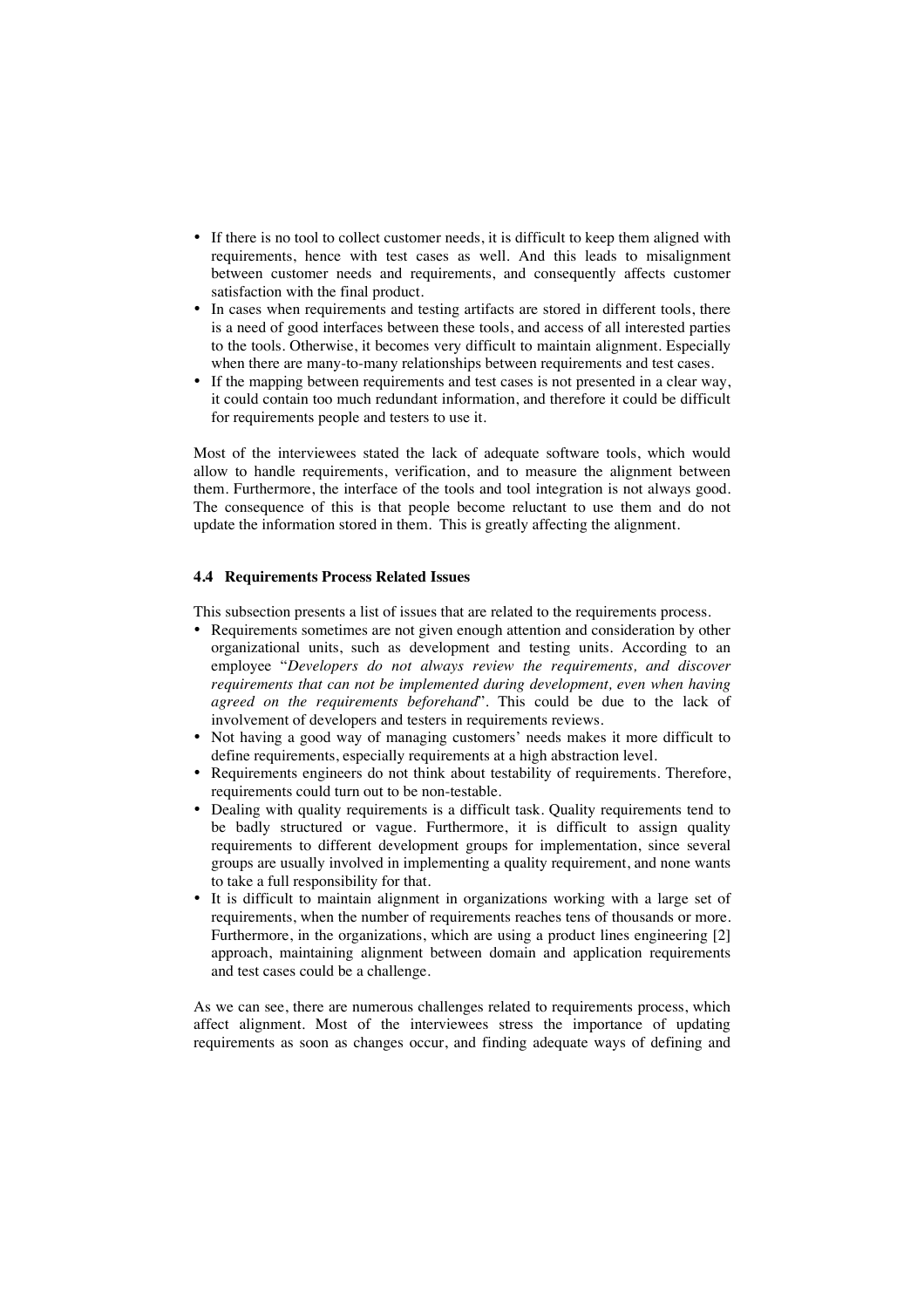- If there is no tool to collect customer needs, it is difficult to keep them aligned with requirements, hence with test cases as well. And this leads to misalignment between customer needs and requirements, and consequently affects customer satisfaction with the final product.
- In cases when requirements and testing artifacts are stored in different tools, there is a need of good interfaces between these tools, and access of all interested parties to the tools. Otherwise, it becomes very difficult to maintain alignment. Especially when there are many-to-many relationships between requirements and test cases.
- If the mapping between requirements and test cases is not presented in a clear way, it could contain too much redundant information, and therefore it could be difficult for requirements people and testers to use it.

Most of the interviewees stated the lack of adequate software tools, which would allow to handle requirements, verification, and to measure the alignment between them. Furthermore, the interface of the tools and tool integration is not always good. The consequence of this is that people become reluctant to use them and do not update the information stored in them. This is greatly affecting the alignment.

### 4.4 Requirements Process Related Issues

This subsection presents a list of issues that are related to the requirements process.

- Requirements sometimes are not given enough attention and consideration by other organizational units, such as development and testing units. According to an employee "*Developers do not always review the requirements, and discover requirements that can not be implemented during development, even when having agreed on the requirements beforehand*". This could be due to the lack of involvement of developers and testers in requirements reviews.
- Not having a good way of managing customers' needs makes it more difficult to define requirements, especially requirements at a high abstraction level.
- Requirements engineers do not think about testability of requirements. Therefore, requirements could turn out to be non-testable.
- Dealing with quality requirements is a difficult task. Quality requirements tend to be badly structured or vague. Furthermore, it is difficult to assign quality requirements to different development groups for implementation, since several groups are usually involved in implementing a quality requirement, and none wants to take a full responsibility for that.
- It is difficult to maintain alignment in organizations working with a large set of requirements, when the number of requirements reaches tens of thousands or more. Furthermore, in the organizations, which are using a product lines engineering [2] approach, maintaining alignment between domain and application requirements and test cases could be a challenge.

As we can see, there are numerous challenges related to requirements process, which affect alignment. Most of the interviewees stress the importance of updating requirements as soon as changes occur, and finding adequate ways of defining and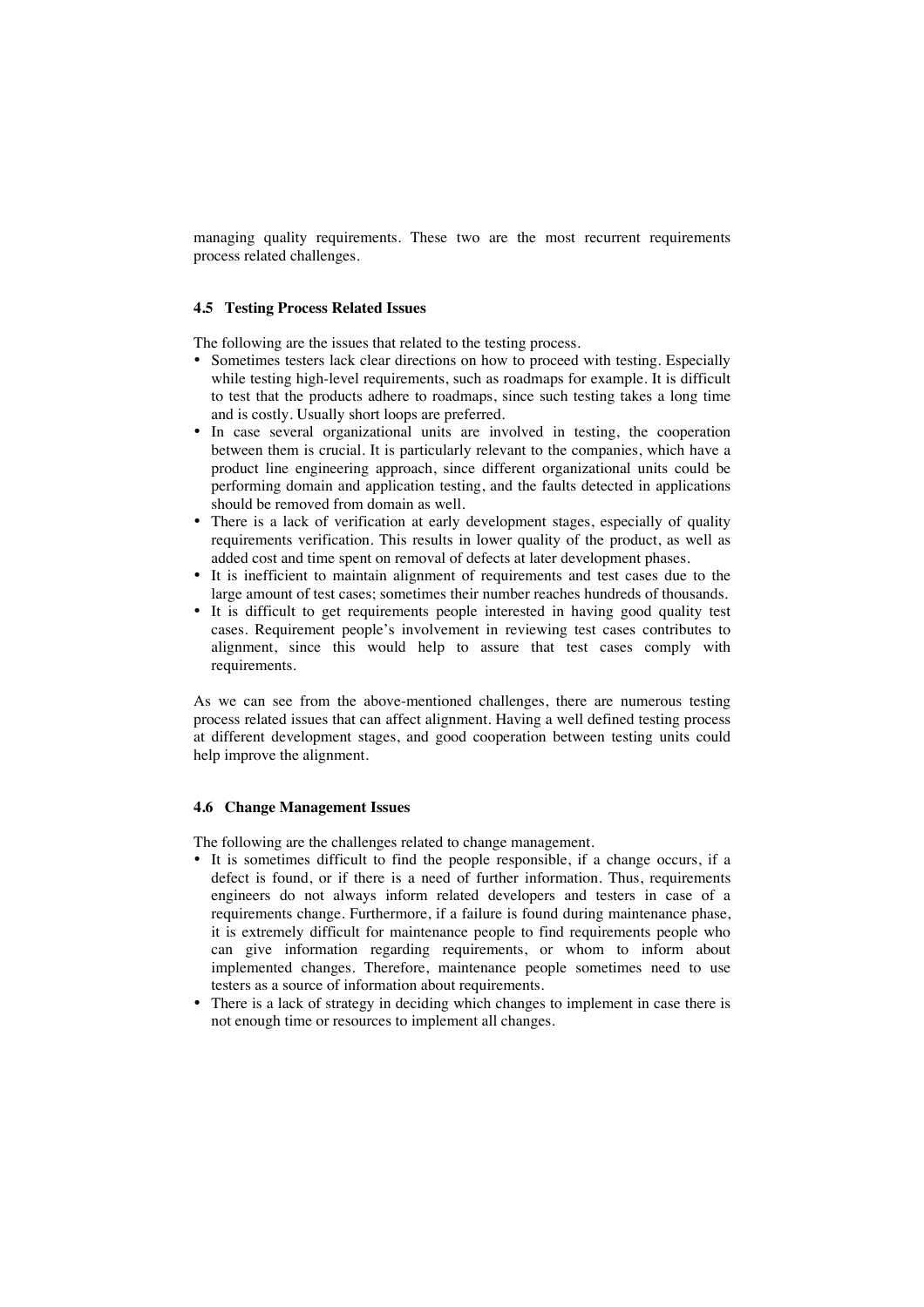managing quality requirements. These two are the most recurrent requirements process related challenges.

### 4.5 Testing Process Related Issues

The following are the issues that related to the testing process.

- Sometimes testers lack clear directions on how to proceed with testing. Especially while testing high-level requirements, such as roadmaps for example. It is difficult to test that the products adhere to roadmaps, since such testing takes a long time and is costly. Usually short loops are preferred.
- In case several organizational units are involved in testing, the cooperation between them is crucial. It is particularly relevant to the companies, which have a product line engineering approach, since different organizational units could be performing domain and application testing, and the faults detected in applications should be removed from domain as well.
- There is a lack of verification at early development stages, especially of quality requirements verification. This results in lower quality of the product, as well as added cost and time spent on removal of defects at later development phases.
- It is inefficient to maintain alignment of requirements and test cases due to the large amount of test cases; sometimes their number reaches hundreds of thousands.
- It is difficult to get requirements people interested in having good quality test cases. Requirement people's involvement in reviewing test cases contributes to alignment, since this would help to assure that test cases comply with requirements.

As we can see from the above-mentioned challenges, there are numerous testing process related issues that can affect alignment. Having a well defined testing process at different development stages, and good cooperation between testing units could help improve the alignment.

### 4.6 Change Management Issues

The following are the challenges related to change management.

- It is sometimes difficult to find the people responsible, if a change occurs, if a defect is found, or if there is a need of further information. Thus, requirements engineers do not always inform related developers and testers in case of a requirements change. Furthermore, if a failure is found during maintenance phase, it is extremely difficult for maintenance people to find requirements people who can give information regarding requirements, or whom to inform about implemented changes. Therefore, maintenance people sometimes need to use testers as a source of information about requirements.
- There is a lack of strategy in deciding which changes to implement in case there is not enough time or resources to implement all changes.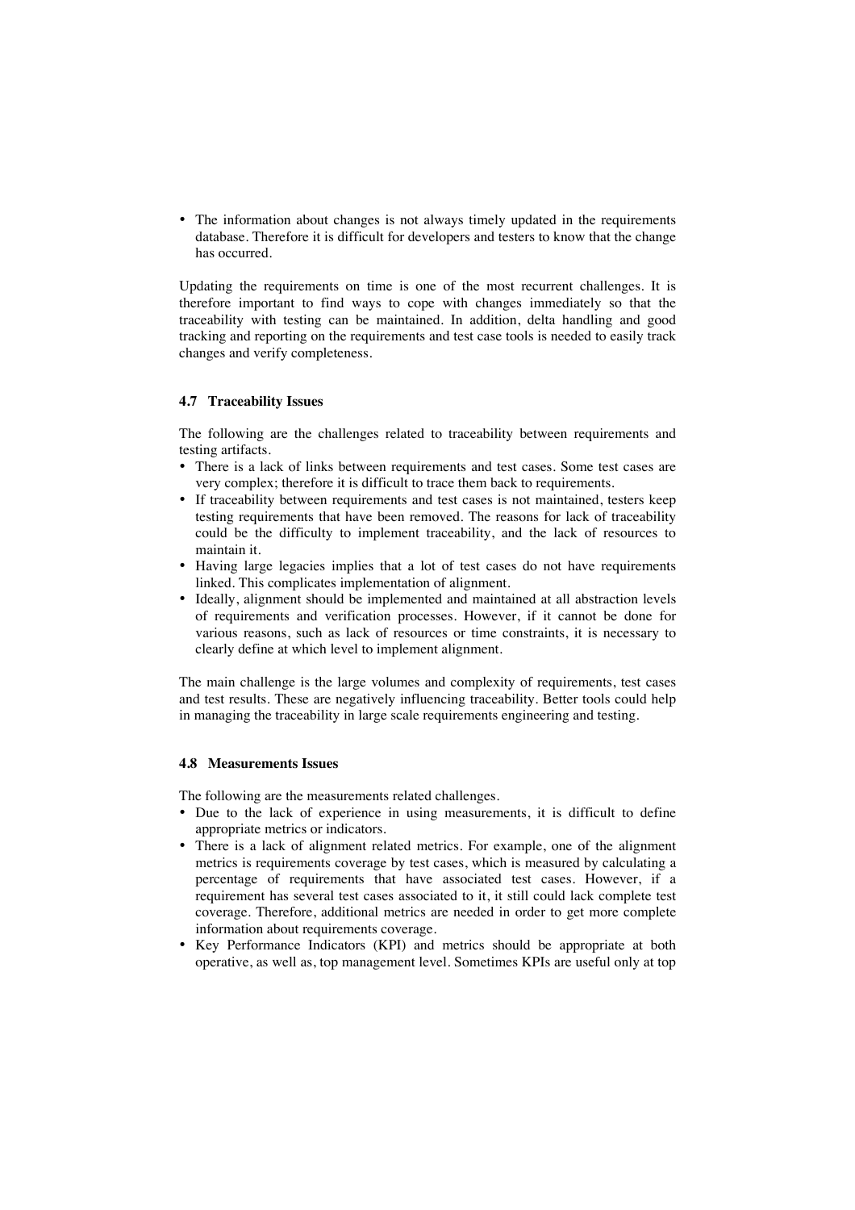- The information about changes is not always timely updated in the requirements database. Therefore it is difficult for developers and testers to know that the change has occurred.

Updating the requirements on time is one of the most recurrent challenges. It is therefore important to find ways to cope with changes immediately so that the traceability with testing can be maintained. In addition, delta handling and good tracking and reporting on the requirements and test case tools is needed to easily track changes and verify completeness.

### 4.7 Traceability Issues

The following are the challenges related to traceability between requirements and testing artifacts.

- There is a lack of links between requirements and test cases. Some test cases are very complex; therefore it is difficult to trace them back to requirements.
- If traceability between requirements and test cases is not maintained, testers keep testing requirements that have been removed. The reasons for lack of traceability could be the difficulty to implement traceability, and the lack of resources to maintain it.
- Having large legacies implies that a lot of test cases do not have requirements linked. This complicates implementation of alignment.
- Ideally, alignment should be implemented and maintained at all abstraction levels of requirements and verification processes. However, if it cannot be done for various reasons, such as lack of resources or time constraints, it is necessary to clearly define at which level to implement alignment.

The main challenge is the large volumes and complexity of requirements, test cases and test results. These are negatively influencing traceability. Better tools could help in managing the traceability in large scale requirements engineering and testing.

### 4.8 Measurements Issues

The following are the measurements related challenges.

- Due to the lack of experience in using measurements, it is difficult to define appropriate metrics or indicators.
- There is a lack of alignment related metrics. For example, one of the alignment metrics is requirements coverage by test cases, which is measured by calculating a percentage of requirements that have associated test cases. However, if a requirement has several test cases associated to it, it still could lack complete test coverage. Therefore, additional metrics are needed in order to get more complete information about requirements coverage.
- Key Performance Indicators (KPI) and metrics should be appropriate at both operative, as well as, top management level. Sometimes KPIs are useful only at top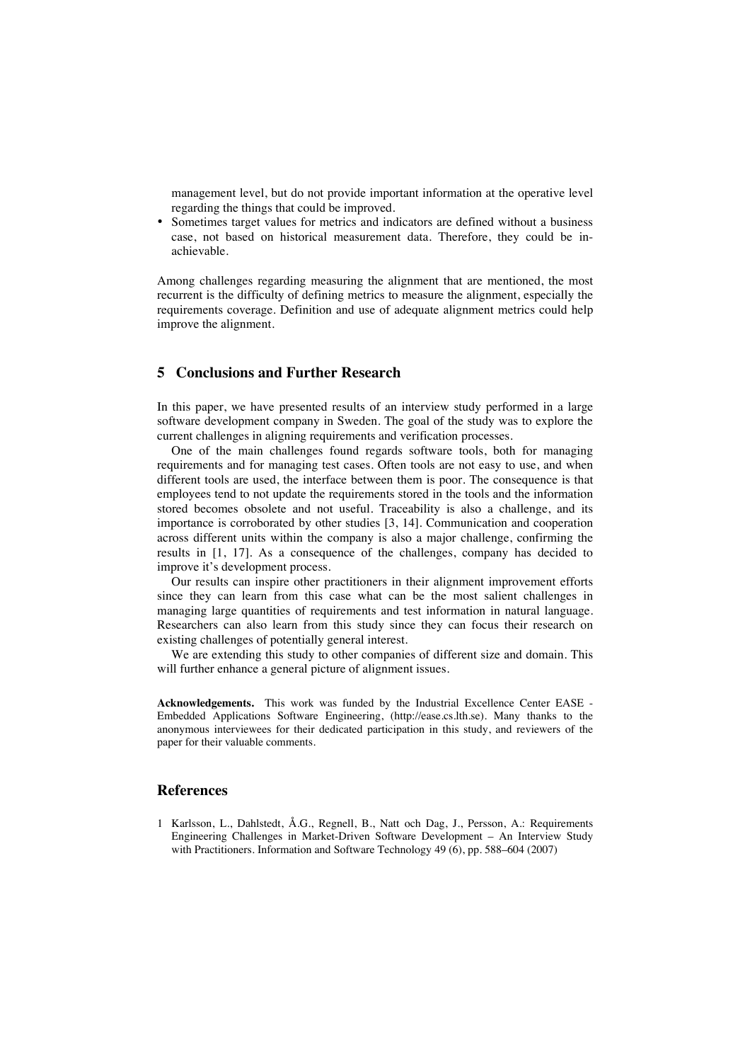management level, but do not provide important information at the operative level regarding the things that could be improved.

- Sometimes target values for metrics and indicators are defined without a business case, not based on historical measurement data. Therefore, they could be in-achievable.

Among challenges regarding measuring the alignment that are mentioned, the most recurrent is the difficulty of defining metrics to measure the alignment, especially the requirements coverage. Definition and use of adequate alignment metrics could help improve the alignment.

## 5 Conclusions and Further Research

In this paper, we have presented results of an interview study performed in a large software development company in Sweden. The goal of the study was to explore the current challenges in aligning requirements and verification processes.

One of the main challenges found regards software tools, both for managing requirements and for managing test cases. Often tools are not easy to use, and when different tools are used, the interface between them is poor. The consequence is that employees tend to not update the requirements stored in the tools and the information stored becomes obsolete and not useful. Traceability is also a challenge, and its importance is corroborated by other studies [3, 14]. Communication and cooperation across different units within the company is also a major challenge, confirming the results in [1, 17]. As a consequence of the challenges, company has decided to improve it's development process.

Our results can inspire other practitioners in their alignment improvement efforts since they can learn from this case what can be the most salient challenges in managing large quantities of requirements and test information in natural language. Researchers can also learn from this study since they can focus their research on existing challenges of potentially general interest.

We are extending this study to other companies of different size and domain. This will further enhance a general picture of alignment issues.

**Acknowledgements.** This work was funded by the Industrial Excellence Center EASE - Embedded Applications Software Engineering, (http://ease.cs.lth.se). Many thanks to the anonymous interviewees for their dedicated participation in this study, and reviewers of the paper for their valuable comments.

## References

1 Karlsson, L., Dahlstedt, Å.G., Regnell, B., Natt och Dag, J., Persson, A.: Requirements Engineering Challenges in Market-Driven Software Development – An Interview Study with Practitioners. Information and Software Technology 49 (6), pp. 588–604 (2007)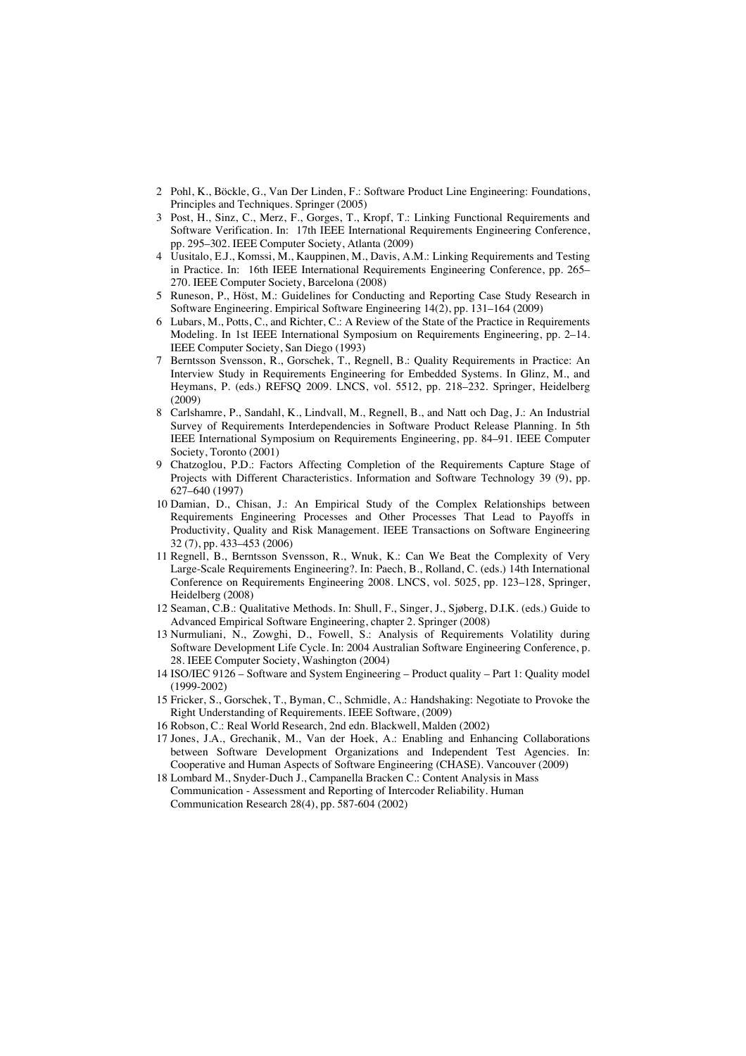2 Pohl, K., Böckle, G., Van Der Linden, F.: Software Product Line Engineering: Foundations, Principles and Techniques. Springer (2005)

3 Post, H., Sinz, C., Merz, F., Gorges, T., Kropf, T.: Linking Functional Requirements and Software Verification. In: 17th IEEE International Requirements Engineering Conference, pp. 295–302. IEEE Computer Society, Atlanta (2009)

4 Uusitalo, E.J., Komssi, M., Kauppinen, M., Davis, A.M.: Linking Requirements and Testing in Practice. In: 16th IEEE International Requirements Engineering Conference, pp. 265–270. IEEE Computer Society, Barcelona (2008)

5 Runeson, P., Höst, M.: Guidelines for Conducting and Reporting Case Study Research in Software Engineering. Empirical Software Engineering 14(2), pp. 131–164 (2009)

6 Lubars, M., Potts, C., and Richter, C.: A Review of the State of the Practice in Requirements Modeling. In 1st IEEE International Symposium on Requirements Engineering, pp. 2–14. IEEE Computer Society, San Diego (1993)

7 Berntsson Svensson, R., Gorschek, T., Regnell, B.: Quality Requirements in Practice: An Interview Study in Requirements Engineering for Embedded Systems. In Glinz, M., and Heymans, P. (eds.) REFSQ 2009. LNCS, vol. 5512, pp. 218–232. Springer, Heidelberg (2009)

8 Carlshamre, P., Sandahl, K., Lindvall, M., Regnell, B., and Natt och Dag, J.: An Industrial Survey of Requirements Interdependencies in Software Product Release Planning. In 5th IEEE International Symposium on Requirements Engineering, pp. 84–91. IEEE Computer Society, Toronto (2001)

9 Chatzoglou, P.D.: Factors Affecting Completion of the Requirements Capture Stage of Projects with Different Characteristics. Information and Software Technology 39 (9), pp. 627–640 (1997)

10 Damian, D., Chisan, J.: An Empirical Study of the Complex Relationships between Requirements Engineering Processes and Other Processes That Lead to Payoffs in Productivity, Quality and Risk Management. IEEE Transactions on Software Engineering 32 (7), pp. 433–453 (2006)

11 Regnell, B., Berntsson Svensson, R., Wnuk, K.: Can We Beat the Complexity of Very Large-Scale Requirements Engineering?. In: Paech, B., Rolland, C. (eds.) 14th International Conference on Requirements Engineering 2008. LNCS, vol. 5025, pp. 123–128, Springer, Heidelberg (2008)

12 Seaman, C.B.: Qualitative Methods. In: Shull, F., Singer, J., Sjøberg, D.I.K. (eds.) Guide to Advanced Empirical Software Engineering, chapter 2. Springer (2008)

13 Nurmuliani, N., Zowghi, D., Fowell, S.: Analysis of Requirements Volatility during Software Development Life Cycle. In: 2004 Australian Software Engineering Conference, p. 28. IEEE Computer Society, Washington (2004)

14 ISO/IEC 9126 – Software and System Engineering – Product quality – Part 1: Quality model (1999-2002)

15 Fricker, S., Gorschek, T., Byman, C., Schmidle, A.: Handshaking: Negotiate to Provoke the Right Understanding of Requirements. IEEE Software, (2009)

16 Robson, C.: Real World Research, 2nd edn. Blackwell, Malden (2002)

17 Jones, J.A., Grechanik, M., Van der Hoek, A.: Enabling and Enhancing Collaborations between Software Development Organizations and Independent Test Agencies. In: Cooperative and Human Aspects of Software Engineering (CHASE). Vancouver (2009)

18 Lombard M., Snyder-Duch J., Campanella Bracken C.: Content Analysis in Mass Communication - Assessment and Reporting of Intercoder Reliability. Human Communication Research 28(4), pp. 587-604 (2002)